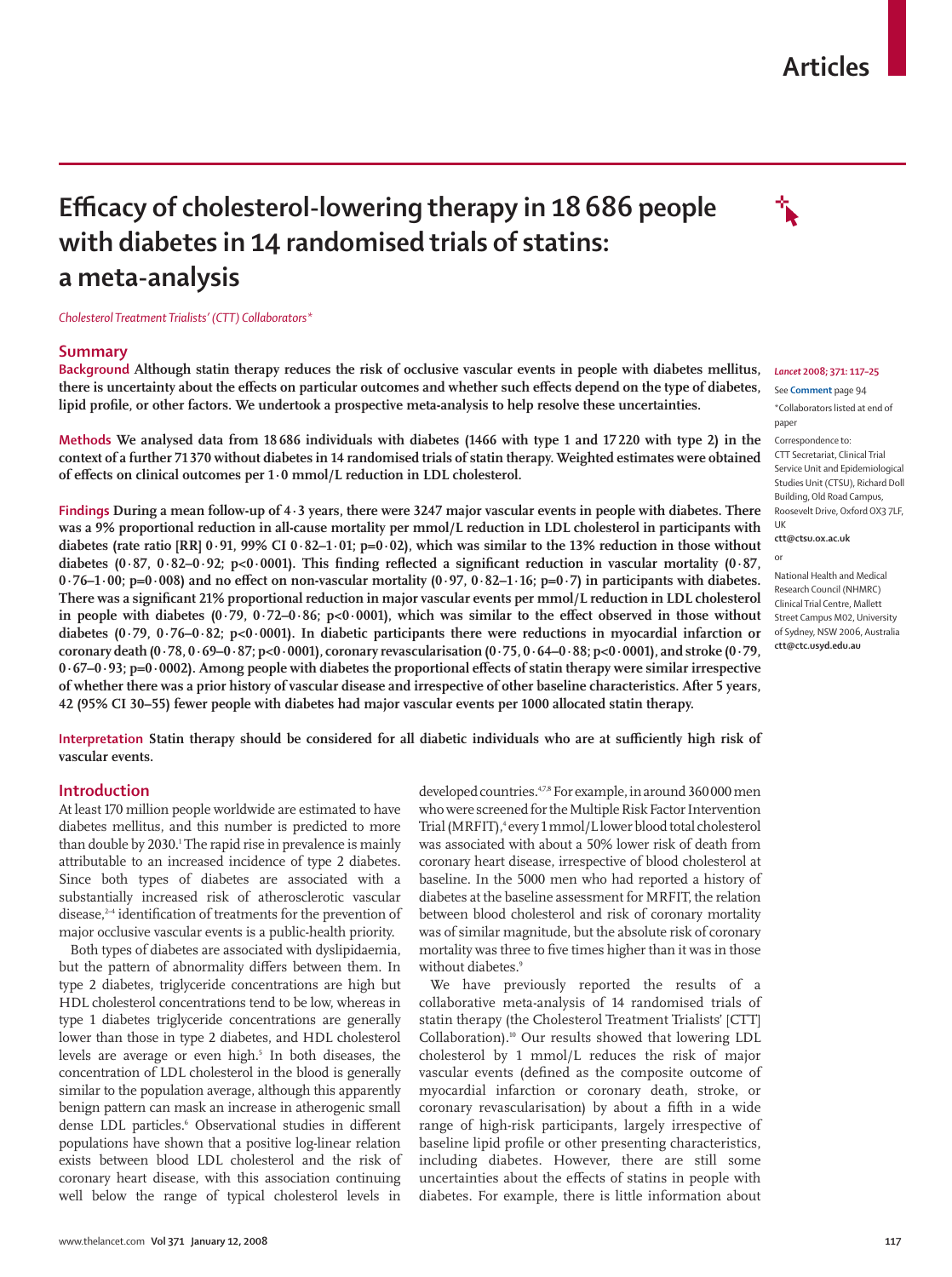# Articles

# Efficacy of cholesterol-lowering therapy in 18 686 people with diabetes in 14 randomised trials of statins: a meta-analysis

*Cholesterol Treatment Trialists' (CTT) Collaborators\**

## Summary

**Background** Although statin therapy reduces the risk of occlusive vascular events in people with diabetes mellitus, there is uncertainty about the effects on particular outcomes and whether such effects depend on the type of diabetes, lipid profile, or other factors. We undertook a prospective meta-analysis to help resolve these uncertainties.

**Methods** We analysed data from 18 686 individuals with diabetes (1466 with type 1 and 17 220 with type 2) in the context of a further 71 370 without diabetes in 14 randomised trials of statin therapy. Weighted estimates were obtained of effects on clinical outcomes per 1·0 mmol/L reduction in LDL cholesterol.

**Findings** During a mean follow-up of 4·3 years, there were 3247 major vascular events in people with diabetes. There was a 9% proportional reduction in all-cause mortality per mmol/L reduction in LDL cholesterol in participants with diabetes (rate ratio [RR] 0·91, 99% CI 0·82–1·01; p=0·02), which was similar to the 13% reduction in those without diabetes (0·87, 0·82–0·92; p<0·0001). This finding reflected a significant reduction in vascular mortality (0·87, 0·76–1·00; p=0·008) and no effect on non-vascular mortality (0·97, 0·82–1·16; p=0·7) in participants with diabetes. There was a significant 21% proportional reduction in major vascular events per mmol/L reduction in LDL cholesterol in people with diabetes (0·79, 0·72–0·86; p<0·0001), which was similar to the effect observed in those without diabetes (0·79, 0·76–0·82; p<0·0001). In diabetic participants there were reductions in myocardial infarction or coronary death (0·78, 0·69–0·87; p<0·0001), coronary revascularisation (0·75, 0·64–0·88; p<0·0001), and stroke (0·79, 0·67–0·93; p=0·0002). Among people with diabetes the proportional effects of statin therapy were similar irrespective of whether there was a prior history of vascular disease and irrespective of other baseline characteristics. After 5 years, 42 (95% CI 30–55) fewer people with diabetes had major vascular events per 1000 allocated statin therapy.

**Interpretation** Statin therapy should be considered for all diabetic individuals who are at sufficiently high risk of vascular events.

*Lancet* 2008; 371: 117–25

See **Comment** page 94

\*Collaborators listed at end of paper

Correspondence to: CTT Secretariat, Clinical Trial Service Unit and Epidemiological Studies Unit (CTSU), Richard Doll Building, Old Road Campus, Roosevelt Drive, Oxford OX3 7LF, UK
**ctt@ctsu.ox.ac.uk**

or

National Health and Medical Research Council (NHMRC) Clinical Trial Centre, Mallett Street Campus M02, University of Sydney, NSW 2006, Australia
**ctt@ctc.usyd.edu.au**

## Introduction

At least 170 million people worldwide are estimated to have diabetes mellitus, and this number is predicted to more than double by 2030.[1] The rapid rise in prevalence is mainly attributable to an increased incidence of type 2 diabetes. Since both types of diabetes are associated with a substantially increased risk of atherosclerotic vascular disease,[2–4] identification of treatments for the prevention of major occlusive vascular events is a public-health priority.

Both types of diabetes are associated with dyslipidaemia, but the pattern of abnormality differs between them. In type 2 diabetes, triglyceride concentrations are high but HDL cholesterol concentrations tend to be low, whereas in type 1 diabetes triglyceride concentrations are generally lower than those in type 2 diabetes, and HDL cholesterol levels are average or even high.[5] In both diseases, the concentration of LDL cholesterol in the blood is generally similar to the population average, although this apparently benign pattern can mask an increase in atherogenic small dense LDL particles.[6] Observational studies in different populations have shown that a positive log-linear relation exists between blood LDL cholesterol and the risk of coronary heart disease, with this association continuing well below the range of typical cholesterol levels in developed countries.[4,7,8] For example, in around 360 000 men who were screened for the Multiple Risk Factor Intervention Trial (MRFIT),[4] every 1 mmol/L lower blood total cholesterol was associated with about a 50% lower risk of death from coronary heart disease, irrespective of blood cholesterol at baseline. In the 5000 men who had reported a history of diabetes at the baseline assessment for MRFIT, the relation between blood cholesterol and risk of coronary mortality was of similar magnitude, but the absolute risk of coronary mortality was three to five times higher than it was in those without diabetes.[9]

We have previously reported the results of a collaborative meta-analysis of 14 randomised trials of statin therapy (the Cholesterol Treatment Trialists' [CTT] Collaboration).[10] Our results showed that lowering LDL cholesterol by 1 mmol/L reduces the risk of major vascular events (defined as the composite outcome of myocardial infarction or coronary death, stroke, or coronary revascularisation) by about a fifth in a wide range of high-risk participants, largely irrespective of baseline lipid profile or other presenting characteristics, including diabetes. However, there are still some uncertainties about the effects of statins in people with diabetes. For example, there is little information about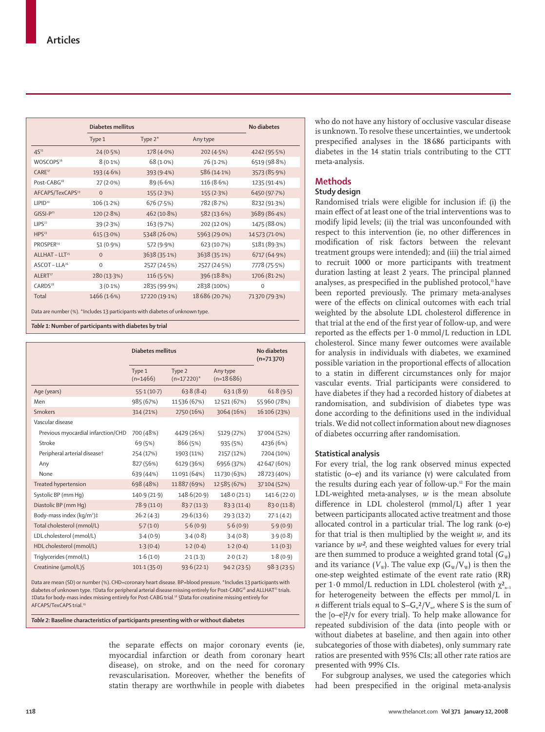|  | Diabetes mellitus |  |  | No diabetes |
|---|---|---|---|---|
|  | Type 1 | Type 2* | Any type |  |
| 4S[15] | 24 (0·5%) | 178 (4·0%) | 202 (4·5%) | 4242 (95·5%) |
| WOSCOPS[16] | 8 (0·1%) | 68 (1·0%) | 76 (1·2%) | 6519 (98·8%) |
| CARE[17] | 193 (4·6%) | 393 (9·4%) | 586 (14·1%) | 3573 (85·9%) |
| Post-CABG[18] | 27 (2·0%) | 89 (6·6%) | 116 (8·6%) | 1235 (91·4%) |
| AFCAPS/TexCAPS[19] | 0 | 155 (2·3%) | 155 (2·3%) | 6450 (97·7%) |
| LIPID[20] | 106 (1·2%) | 676 (7·5%) | 782 (8·7%) | 8232 (91·3%) |
| GISSI-P[21] | 120 (2·8%) | 462 (10·8%) | 582 (13·6%) | 3689 (86·4%) |
| LIPS[22] | 39 (2·3%) | 163 (9·7%) | 202 (12·0%) | 1475 (88·0%) |
| HPS[23] | 615 (3·0%) | 5348 (26·0%) | 5963 (29·0%) | 14 573 (71·0%) |
| PROSPER[24] | 51 (0·9%) | 572 (9·9%) | 623 (10·7%) | 5181 (89·3%) |
| ALLHAT – LLT[25] | 0 | 3638 (35·1%) | 3638 (35·1%) | 6717 (64·9%) |
| ASCOT – LLA[26] | 0 | 2527 (24·5%) | 2527 (24·5%) | 7778 (75·5%) |
| ALERT[27] | 280 (13·3%) | 116 (5·5%) | 396 (18·8%) | 1706 (81·2%) |
| CARDS[28] | 3 (0·1%) | 2835 (99·9%) | 2838 (100%) | 0 |
| Total | 1466 (1·6%) | 17 220 (19·1%) | 18 686 (20·7%) | 71 370 (79·3%) |

Data are number (%). *Includes 13 participants with diabetes of unknown type.

***Table 1:*** **Number of participants with diabetes by trial**

|  | Diabetes mellitus |  |  | No diabetes (n=71 370) |
|---|---|---|---|---|
|  | Type 1 (n=1466) | Type 2 (n=17 220)* | Any type (n=18 686) |  |
| Age (years) | 55·1 (10·7) | 63·8 (8·4) | 63·1 (8·9) | 61·8 (9·5) |
| Men | 985 (67%) | 11 536 (67%) | 12 521 (67%) | 55 960 (78%) |
| Smokers | 314 (21%) | 2750 (16%) | 3064 (16%) | 16 106 (23%) |
| Vascular disease |  |  |  |  |
| Previous myocardial infarction/CHD | 700 (48%) | 4429 (26%) | 5129 (27%) | 37 004 (52%) |
| Stroke | 69 (5%) | 866 (5%) | 935 (5%) | 4236 (6%) |
| Peripheral arterial disease† | 254 (17%) | 1903 (11%) | 2157 (12%) | 7204 (10%) |
| Any | 827 (56%) | 6129 (36%) | 6956 (37%) | 42 647 (60%) |
| None | 639 (44%) | 11 091 (64%) | 11 730 (63%) | 28 723 (40%) |
| Treated hypertension | 698 (48%) | 11 887 (69%) | 12 585 (67%) | 37 104 (52%) |
| Systolic BP (mm Hg) | 140·9 (21·9) | 148·6 (20·9) | 148·0 (21·1) | 141·6 (22·0) |
| Diastolic BP (mm Hg) | 78·9 (11·0) | 83·7 (11·3) | 83·3 (11·4) | 83·0 (11·8) |
| Body-mass index (kg/m²)‡ | 26·2 (4·3) | 29·6 (13·6) | 29·3 (13·2) | 27·1 (4·2) |
| Total cholesterol (mmol/L) | 5·7 (1·0) | 5·6 (0·9) | 5·6 (0·9) | 5·9 (0·9) |
| LDL cholesterol (mmol/L) | 3·4 (0·9) | 3·4 (0·8) | 3·4 (0·8) | 3·9 (0·8) |
| HDL cholesterol (mmol/L) | 1·3 (0·4) | 1·2 (0·4) | 1·2 (0·4) | 1·1 (0·3) |
| Triglycerides (mmol/L) | 1·6 (1·0) | 2·1 (1·3) | 2·0 (1·2) | 1·8 (0·9) |
| Creatinine (μmol/L)§ | 101·1 (35·0) | 93·6 (22·1) | 94·2 (23·5) | 98·3 (23·5) |

Data are mean (SD) or number (%). CHD=coronary heart disease. BP=blood pressure. *Includes 13 participants with diabetes of unknown type. †Data for peripheral arterial disease missing entirely for Post-CABG[18] and ALLHAT[25] trials. ‡Data for body-mass index missing entirely for Post-CABG trial.[18] §Data for creatinine missing entirely for AFCAPS/TexCAPS trial.[19]

***Table 2:*** **Baseline characteristics of participants presenting with or without diabetes**

the separate effects on major coronary events (ie, myocardial infarction or death from coronary heart disease), on stroke, and on the need for coronary revascularisation. Moreover, whether the benefits of statin therapy are worthwhile in people with diabetes who do not have any history of occlusive vascular disease is unknown. To resolve these uncertainties, we undertook prespecified analyses in the 18 686 participants with diabetes in the 14 statin trials contributing to the CTT meta-analysis.

## Methods

### Study design

Randomised trials were eligible for inclusion if: (i) the main effect of at least one of the trial interventions was to modify lipid levels; (ii) the trial was unconfounded with respect to this intervention (ie, no other differences in modification of risk factors between the relevant treatment groups were intended); and (iii) the trial aimed to recruit 1000 or more participants with treatment duration lasting at least 2 years. The principal planned analyses, as prespecified in the published protocol,[11] have been reported previously. The primary meta-analyses were of the effects on clinical outcomes with each trial weighted by the absolute LDL cholesterol difference in that trial at the end of the first year of follow-up, and were reported as the effects per 1·0 mmol/L reduction in LDL cholesterol. Since many fewer outcomes were available for analysis in individuals with diabetes, we examined possible variation in the proportional effects of allocation to a statin in different circumstances only for major vascular events. Trial participants were considered to have diabetes if they had a recorded history of diabetes at randomisation, and subdivision of diabetes type was done according to the definitions used in the individual trials. We did not collect information about new diagnoses of diabetes occurring after randomisation.

### Statistical analysis

For every trial, the log rank observed minus expected statistic (o–e) and its variance (v) were calculated from the results during each year of follow-up.[12] For the main LDL-weighted meta-analyses, $w$ is the mean absolute difference in LDL cholesterol (mmol/L) after 1 year between participants allocated active treatment and those allocated control in a particular trial. The log rank (o-e) for that trial is then multiplied by the weight $w$, and its variance by $w^2$, and these weighted values for every trial are then summed to produce a weighted grand total ($G_w$) and its variance ($V_w$). The value $\exp(G_w/V_w)$ is then the one-step weighted estimate of the event rate ratio (RR) per 1·0 mmol/L reduction in LDL cholesterol (with $\chi^2_{n-1}$ for heterogeneity between the effects per mmol/L in $n$ different trials equal to $S - G_w^2/V_w$, where S is the sum of the $[o-e]^2/v$ for every trial). To help make allowance for repeated subdivision of the data (into people with or without diabetes at baseline, and then again into other subcategories of those with diabetes), only summary rate ratios are presented with 95% CIs; all other rate ratios are presented with 99% CIs.

For subgroup analyses, we used the categories which had been prespecified in the original meta-analysis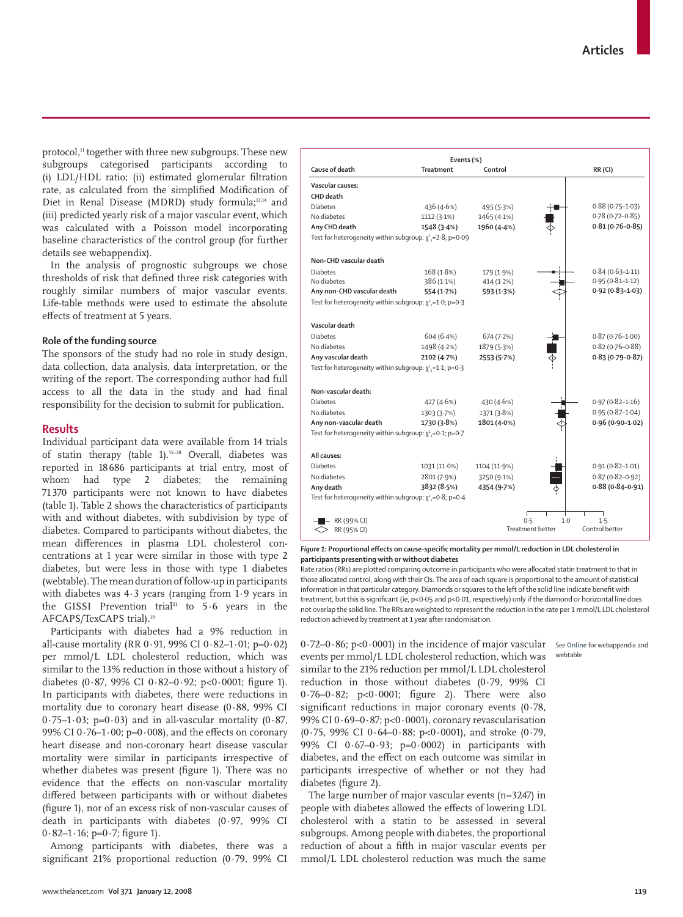protocol,[11] together with three new subgroups. These new subgroups categorised participants according to (i) LDL/HDL ratio; (ii) estimated glomerular filtration rate, as calculated from the simplified Modification of Diet in Renal Disease (MDRD) study formula;[13,14] and (iii) predicted yearly risk of a major vascular event, which was calculated with a Poisson model incorporating baseline characteristics of the control group (for further details see webappendix).

In the analysis of prognostic subgroups we chose thresholds of risk that defined three risk categories with roughly similar numbers of major vascular events. Life-table methods were used to estimate the absolute effects of treatment at 5 years.

### Role of the funding source

The sponsors of the study had no role in study design, data collection, data analysis, data interpretation, or the writing of the report. The corresponding author had full access to all the data in the study and had final responsibility for the decision to submit for publication.

## Results

Individual participant data were available from 14 trials of statin therapy (table 1).[15–28] Overall, diabetes was reported in 18 686 participants at trial entry, most of whom had type 2 diabetes; the remaining 71 370 participants were not known to have diabetes (table 1). Table 2 shows the characteristics of participants with and without diabetes, with subdivision by type of diabetes. Compared to participants without diabetes, the mean differences in plasma LDL cholesterol concentrations at 1 year were similar in those with type 2 diabetes, but were less in those with type 1 diabetes (webtable). The mean duration of follow-up in participants with diabetes was 4·3 years (ranging from 1·9 years in the GISSI Prevention trial[21] to 5·6 years in the AFCAPS/TexCAPS trial).[19]

Participants with diabetes had a 9% reduction in all-cause mortality (RR 0·91, 99% CI 0·82–1·01; p=0·02) per mmol/L LDL cholesterol reduction, which was similar to the 13% reduction in those without a history of diabetes (0·87, 99% CI 0·82–0·92; p<0·0001; figure 1). In participants with diabetes, there were reductions in mortality due to coronary heart disease (0·88, 99% CI 0·75–1·03; p=0·03) and in all-vascular mortality (0·87, 99% CI 0·76–1·00; p=0·008), and the effects on coronary heart disease and non-coronary heart disease vascular mortality were similar in participants irrespective of whether diabetes was present (figure 1). There was no evidence that the effects on non-vascular mortality differed between participants with or without diabetes (figure 1), nor of an excess risk of non-vascular causes of death in participants with diabetes (0·97, 99% CI 0·82–1·16; p=0·7; figure 1).

Among participants with diabetes, there was a significant 21% proportional reduction (0·79, 99% CI 0·72–0·86; p<0·0001) in the incidence of major vascular events per mmol/L LDL cholesterol reduction, which was similar to the 21% reduction per mmol/L LDL cholesterol reduction in those without diabetes (0·79, 99% CI 0·76–0·82; p<0·0001; figure 2). There were also significant reductions in major coronary events (0·78, 99% CI 0·69–0·87; p<0·0001), coronary revascularisation (0·75, 99% CI 0·64–0·88; p<0·0001), and stroke (0·79, 99% CI 0·67–0·93; p=0·0002) in participants with diabetes, and the effect on each outcome was similar in participants irrespective of whether or not they had diabetes (figure 2).

The large number of major vascular events (n=3247) in people with diabetes allowed the effects of lowering LDL cholesterol with a statin to be assessed in several subgroups. Among people with diabetes, the proportional reduction of about a fifth in major vascular events per mmol/L LDL cholesterol reduction was much the same

See Online for webappendix and webtable

| Cause of death | Events (%) Treatment | Control | RR (CI) |
|---|---|---|---|
| **Vascular causes:** | | | |
| **CHD death** | | | |
| Diabetes | 436 (4·6%) | 495 (5·3%) | 0·88 (0·75–1·03) |
| No diabetes | 1112 (3·1%) | 1465 (4·1%) | 0·78 (0·72–0·85) |
| **Any CHD death** | **1548 (3·4%)** | **1960 (4·4%)** | **0·81 (0·76–0·85)** |
| Test for heterogeneity within subgroup: $\chi^2_1$=2·8; p=0·09 | | | |
| **Non-CHD vascular death** | | | |
| Diabetes | 168 (1·8%) | 179 (1·9%) | 0·84 (0·63–1·11) |
| No diabetes | 386 (1·1%) | 414 (1·2%) | 0·95 (0·81–1·12) |
| **Any non-CHD vascular death** | **554 (1·2%)** | **593 (1·3%)** | **0·92 (0·83–1·03)** |
| Test for heterogeneity within subgroup: $\chi^2_1$=1·0; p=0·3 | | | |
| **Vascular death** | | | |
| Diabetes | 604 (6·4%) | 674 (7·2%) | 0·87 (0·76–1·00) |
| No diabetes | 1498 (4·2%) | 1879 (5·3%) | 0·82 (0·76–0·88) |
| **Any vascular death** | **2102 (4·7%)** | **2553 (5·7%)** | **0·83 (0·79–0·87)** |
| Test for heterogeneity within subgroup: $\chi^2_1$=1·1; p=0·3 | | | |
| **Non-vascular death:** | | | |
| Diabetes | 427 (4·6%) | 430 (4·6%) | 0·97 (0·82–1·16) |
| No diabetes | 1303 (3·7%) | 1371 (3·8%) | 0·95 (0·87–1·04) |
| **Any non-vascular death** | **1730 (3·8%)** | **1801 (4·0%)** | **0·96 (0·90–1·02)** |
| Test for heterogeneity within subgroup: $\chi^2_1$=0·1; p=0·7 | | | |
| **All causes:** | | | |
| Diabetes | 1031 (11·0%) | 1104 (11·9%) | 0·91 (0·82–1·01) |
| No diabetes | 2801 (7·9%) | 3250 (9·1%) | 0·87 (0·82–0·92) |
| **Any death** | **3832 (8·5%)** | **4354 (9·7%)** | **0·88 (0·84–0·91)** |
| Test for heterogeneity within subgroup: $\chi^2_1$=0·8; p=0·4 | | | |

■ RR (99% CI) ◇ RR (95% CI); axis 0·5 – 1·0 – 1·5; Treatment better / Control better

***Figure 1:* Proportional effects on cause-specific mortality per mmol/L reduction in LDL cholesterol in participants presenting with or without diabetes**

Rate ratios (RRs) are plotted comparing outcome in participants who were allocated statin treatment to that in those allocated control, along with their CIs. The area of each square is proportional to the amount of statistical information in that particular category. Diamonds or squares to the left of the solid line indicate benefit with treatment, but this is significant (ie, p<0·05 and p<0·01, respectively) only if the diamond or horizontal line does not overlap the solid line. The RRs are weighted to represent the reduction in the rate per 1 mmol/L LDL cholesterol reduction achieved by treatment at 1 year after randomisation.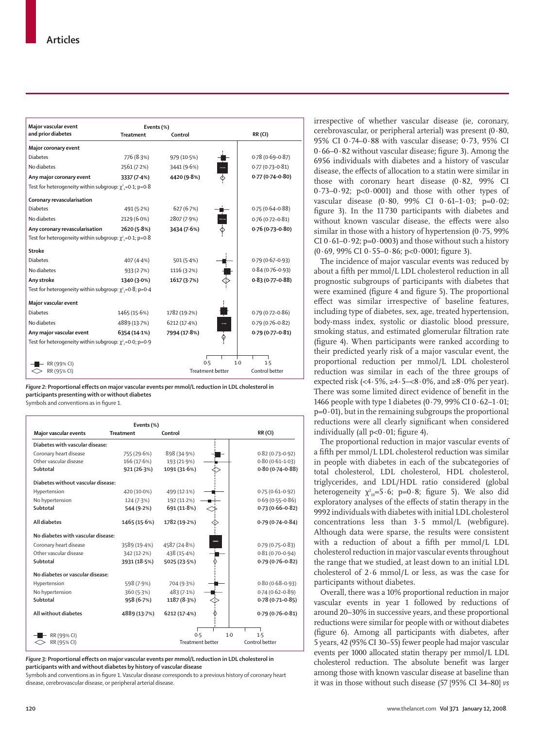| Major vascular event and prior diabetes | Events (%) Treatment | Control | RR (CI) |
|---|---|---|---|
| **Major coronary event** | | | |
| Diabetes | 776 (8·3%) | 979 (10·5%) | 0·78 (0·69–0·87) |
| No diabetes | 2561 (7·3%) | 3441 (9·6%) | 0·77 (0·73–0·81) |
| **Any major coronary event** | **3337 (7·4%)** | **4420 (9·8%)** | **0·77 (0·74–0·80)** |
| Test for heterogeneity within subgroup: $\chi^2_1$=0·1; p=0·8 | | | |
| **Coronary revascularisation** | | | |
| Diabetes | 491 (5·2%) | 627 (6·7%) | 0·75 (0·64–0·88) |
| No diabetes | 2129 (6·0%) | 2807 (7·9%) | 0·76 (0·72–0·81) |
| **Any coronary revascularisation** | **2620 (5·8%)** | **3434 (7·6%)** | **0·76 (0·73–0·80)** |
| Test for heterogeneity within subgroup: $\chi^2_1$=0·1; p=0·8 | | | |
| **Stroke** | | | |
| Diabetes | 407 (4·4%) | 501 (5·4%) | 0·79 (0·67–0·93) |
| No diabetes | 933 (2·7%) | 1116 (3·2%) | 0·84 (0·76–0·93) |
| **Any stroke** | **1340 (3·0%)** | **1617 (3·7%)** | **0·83 (0·77–0·88)** |
| Test for heterogeneity within subgroup: $\chi^2_1$=0·8; p=0·4 | | | |
| **Major vascular event** | | | |
| Diabetes | 1465 (15·6%) | 1782 (19·2%) | 0·79 (0·72–0·86) |
| No diabetes | 4889 (13·7%) | 6212 (17·4%) | 0·79 (0·76–0·82) |
| **Any major vascular event** | **6354 (14·1%)** | **7994 (17·8%)** | **0·79 (0·77–0·81)** |
| Test for heterogeneity within subgroup: $\chi^2_1$=0·0; p=0·9 | | | |

RR (99% CI); RR (95% CI). Axis: 0·5, 1·0, 1·5 — Treatment better / Control better

*Figure 2:* **Proportional effects on major vascular events per mmol/L reduction in LDL cholesterol in participants presenting with or without diabetes**
Symbols and conventions as in figure 1.

| Major vascular events | Events (%) Treatment | Control | RR (CI) |
|---|---|---|---|
| **Diabetes with vascular disease:** | | | |
| Coronary heart disease | 755 (29·6%) | 898 (34·9%) | 0·82 (0·73–0·92) |
| Other vascular disease | 166 (17·6%) | 193 (21·9%) | 0·80 (0·61–1·03) |
| **Subtotal** | **921 (26·3%)** | **1091 (31·6%)** | **0·80 (0·74–0·88)** |
| **Diabetes without vascular disease:** | | | |
| Hypertension | 420 (10·0%) | 499 (12·1%) | 0·75 (0·61–0·92) |
| No hypertension | 124 (7·3%) | 192 (11·2%) | 0·69 (0·55–0·86) |
| **Subtotal** | **544 (9·2%)** | **691 (11·8%)** | **0·73 (0·66–0·82)** |
| **All diabetes** | **1465 (15·6%)** | **1782 (19·2%)** | **0·79 (0·74–0·84)** |
| **No diabetes with vascular disease:** | | | |
| Coronary heart disease | 3589 (19·4%) | 4587 (24·8%) | 0·79 (0·75–0·83) |
| Other vascular disease | 342 (12·2%) | 438 (15·4%) | 0·81 (0·70–0·94) |
| **Subtotal** | **3931 (18·5%)** | **5025 (23·5%)** | **0·79 (0·76–0·82)** |
| **No diabetes or vascular disease:** | | | |
| Hypertension | 598 (7·9%) | 704 (9·3%) | 0·80 (0·68–0·93) |
| No hypertension | 360 (5·3%) | 483 (7·1%) | 0·74 (0·62–0·89) |
| **Subtotal** | **958 (6·7%)** | **1187 (8·3%)** | **0·78 (0·71–0·85)** |
| **All without diabetes** | **4889 (13·7%)** | **6212 (17·4%)** | **0·79 (0·76–0·81)** |

RR (99% CI); RR (95% CI). Axis: 0·5, 1·0, 1·5 — Treatment better / Control better

*Figure 3:* **Proportional effects on major vascular events per mmol/L reduction in LDL cholesterol in participants with and without diabetes by history of vascular disease**
Symbols and conventions as in figure 1. Vascular disease corresponds to a previous history of coronary heart disease, cerebrovascular disease, or peripheral arterial disease.

irrespective of whether vascular disease (ie, coronary, cerebrovascular, or peripheral arterial) was present (0·80, 95% CI 0·74–0·88 with vascular disease; 0·73, 95% CI 0·66–0·82 without vascular disease; figure 3). Among the 6956 individuals with diabetes and a history of vascular disease, the effects of allocation to a statin were similar in those with coronary heart disease (0·82, 99% CI 0·73–0·92; p<0·0001) and those with other types of vascular disease (0·80, 99% CI 0·61–1·03; p=0·02; figure 3). In the 11 730 participants with diabetes and without known vascular disease, the effects were also similar in those with a history of hypertension (0·75, 99% CI 0·61–0·92; p=0·0003) and those without such a history (0·69, 99% CI 0·55–0·86; p<0·0001; figure 3).

The incidence of major vascular events was reduced by about a fifth per mmol/L LDL cholesterol reduction in all prognostic subgroups of participants with diabetes that were examined (figure 4 and figure 5). The proportional effect was similar irrespective of baseline features, including type of diabetes, sex, age, treated hypertension, body-mass index, systolic or diastolic blood pressure, smoking status, and estimated glomerular filtration rate (figure 4). When participants were ranked according to their predicted yearly risk of a major vascular event, the proportional reduction per mmol/L LDL cholesterol reduction was similar in each of the three groups of expected risk (<4·5%, ≥4·5–<8·0%, and ≥8·0% per year). There was some limited direct evidence of benefit in the 1466 people with type 1 diabetes (0·79, 99% CI 0·62–1·01; p=0·01), but in the remaining subgroups the proportional reductions were all clearly significant when considered individually (all p<0·01; figure 4).

The proportional reduction in major vascular events of a fifth per mmol/L LDL cholesterol reduction was similar in people with diabetes in each of the subcategories of total cholesterol, LDL cholesterol, HDL cholesterol, triglycerides, and LDL/HDL ratio considered (global heterogeneity $\chi^2_{10}$=5·6; p=0·8; figure 5). We also did exploratory analyses of the effects of statin therapy in the 9992 individuals with diabetes with initial LDL cholesterol concentrations less than 3·5 mmol/L (webfigure). Although data were sparse, the results were consistent with a reduction of about a fifth per mmol/L LDL cholesterol reduction in major vascular events throughout the range that we studied, at least down to an initial LDL cholesterol of 2·6 mmol/L or less, as was the case for participants without diabetes.

Overall, there was a 10% proportional reduction in major vascular events in year 1 followed by reductions of around 20–30% in successive years, and these proportional reductions were similar for people with or without diabetes (figure 6). Among all participants with diabetes, after 5 years, 42 (95% CI 30–55) fewer people had major vascular events per 1000 allocated statin therapy per mmol/L LDL cholesterol reduction. The absolute benefit was larger among those with known vascular disease at baseline than it was in those without such disease (57 [95% CI 34–80] *vs*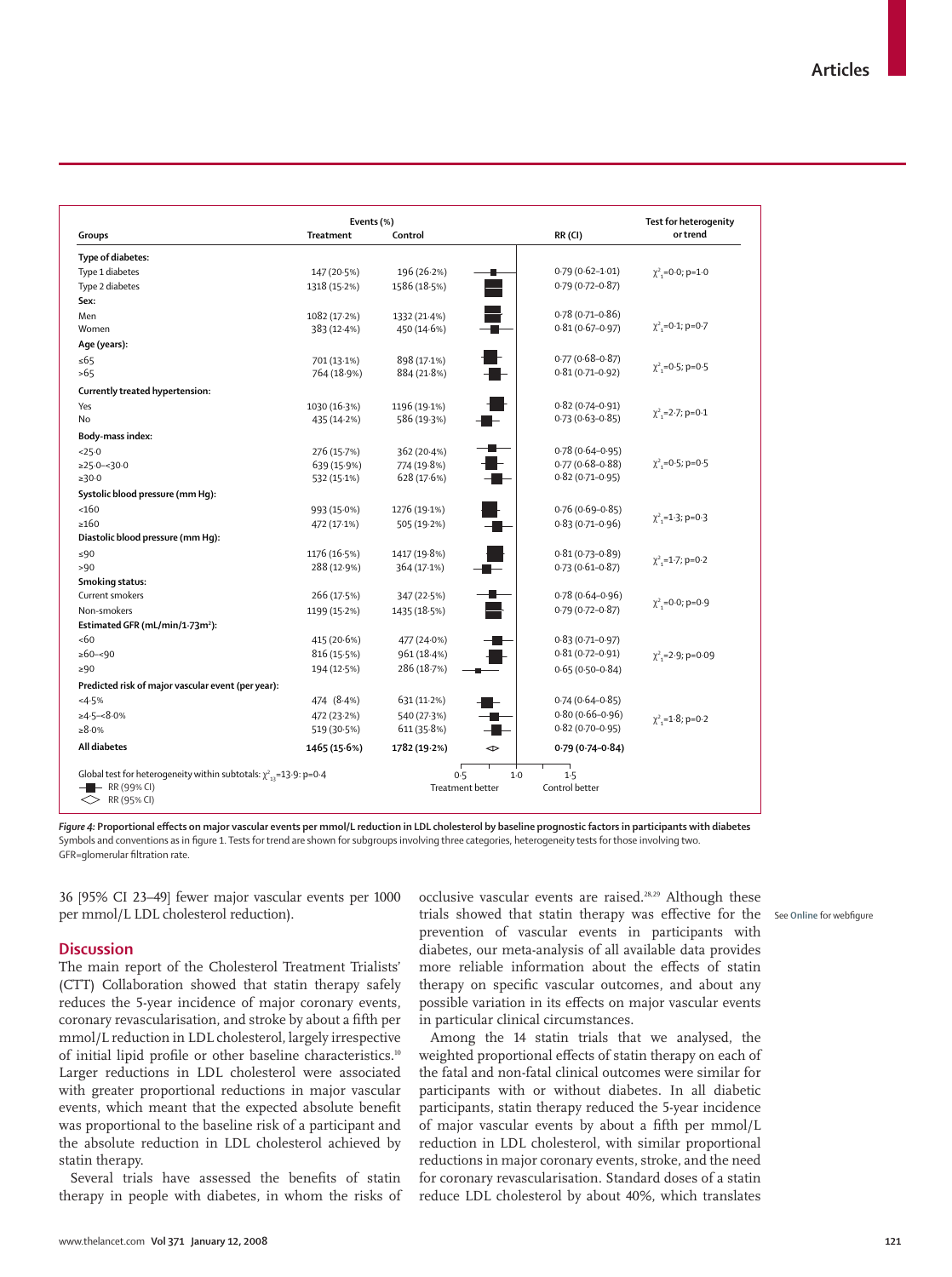| Groups | Events (%) Treatment | Control | RR (CI) | Test for heterogenity or trend |
|---|---|---|---|---|
| **Type of diabetes:** | | | | |
| Type 1 diabetes | 147 (20·5%) | 196 (26·2%) | 0·79 (0·62–1·01) | $\chi^2_1$=0·0; p=1·0 |
| Type 2 diabetes | 1318 (15·2%) | 1586 (18·5%) | 0·79 (0·72–0·87) | |
| **Sex:** | | | | |
| Men | 1082 (17·2%) | 1332 (21·4%) | 0·78 (0·71–0·86) | |
| Women | 383 (12·4%) | 450 (14·6%) | 0·81 (0·67–0·97) | $\chi^2_1$=0·1; p=0·7 |
| **Age (years):** | | | | |
| ≤65 | 701 (13·1%) | 898 (17·1%) | 0·77 (0·68–0·87) | $\chi^2_1$=0·5; p=0·5 |
| >65 | 764 (18·9%) | 884 (21·8%) | 0·81 (0·71–0·92) | |
| **Currently treated hypertension:** | | | | |
| Yes | 1030 (16·3%) | 1196 (19·1%) | 0·82 (0·74–0·91) | $\chi^2_1$=2·7; p=0·1 |
| No | 435 (14·2%) | 586 (19·3%) | 0·73 (0·63–0·85) | |
| **Body-mass index:** | | | | |
| <25·0 | 276 (15·7%) | 362 (20·4%) | 0·78 (0·64–0·95) | |
| ≥25·0–<30·0 | 639 (15·9%) | 774 (19·8%) | 0·77 (0·68–0·88) | $\chi^2_1$=0·5; p=0·5 |
| ≥30·0 | 532 (15·1%) | 628 (17·6%) | 0·82 (0·71–0·95) | |
| **Systolic blood pressure (mm Hg):** | | | | |
| <160 | 993 (15·0%) | 1276 (19·1%) | 0·76 (0·69–0·85) | $\chi^2_1$=1·3; p=0·3 |
| ≥160 | 472 (17·1%) | 505 (19·2%) | 0·83 (0·71–0·96) | |
| **Diastolic blood pressure (mm Hg):** | | | | |
| ≤90 | 1176 (16·5%) | 1417 (19·8%) | 0·81 (0·73–0·89) | $\chi^2_1$=1·7; p=0·2 |
| >90 | 288 (12·9%) | 364 (17·1%) | 0·73 (0·61–0·87) | |
| **Smoking status:** | | | | |
| Current smokers | 266 (17·5%) | 347 (22·5%) | 0·78 (0·64–0·96) | $\chi^2_1$=0·0; p=0·9 |
| Non-smokers | 1199 (15·2%) | 1435 (18·5%) | 0·79 (0·72–0·87) | |
| **Estimated GFR (mL/min/1·73m²):** | | | | |
| <60 | 415 (20·6%) | 477 (24·0%) | 0·83 (0·71–0·97) | |
| ≥60–<90 | 816 (15·5%) | 961 (18·4%) | 0·81 (0·72–0·91) | $\chi^2_1$=2·9; p=0·09 |
| ≥90 | 194 (12·5%) | 286 (18·7%) | 0·65 (0·50–0·84) | |
| **Predicted risk of major vascular event (per year):** | | | | |
| <4·5% | 474 (8·4%) | 631 (11·2%) | 0·74 (0·64–0·85) | |
| ≥4·5–<8·0% | 472 (23·2%) | 540 (27·3%) | 0·80 (0·66–0·96) | $\chi^2_1$=1·8; p=0·2 |
| ≥8·0% | 519 (30·5%) | 611 (35·8%) | 0·82 (0·70–0·95) | |
| **All diabetes** | **1465 (15·6%)** | **1782 (19·2%)** | **0·79 (0·74–0·84)** | |

Global test for heterogeneity within subtotals: $\chi^2_{13}$=13·9: p=0·4

RR (99% CI); RR (95% CI). Axis: 0·5, 1·0, 1·5 — Treatment better / Control better

***Figure 4:*** **Proportional effects on major vascular events per mmol/L reduction in LDL cholesterol by baseline prognostic factors in participants with diabetes**
Symbols and conventions as in figure 1. Tests for trend are shown for subgroups involving three categories, heterogeneity tests for those involving two. GFR=glomerular filtration rate.

36 [95% CI 23–49] fewer major vascular events per 1000 per mmol/L LDL cholesterol reduction).

## Discussion

The main report of the Cholesterol Treatment Trialists' (CTT) Collaboration showed that statin therapy safely reduces the 5-year incidence of major coronary events, coronary revascularisation, and stroke by about a fifth per mmol/L reduction in LDL cholesterol, largely irrespective of initial lipid profile or other baseline characteristics.[10] Larger reductions in LDL cholesterol were associated with greater proportional reductions in major vascular events, which meant that the expected absolute benefit was proportional to the baseline risk of a participant and the absolute reduction in LDL cholesterol achieved by statin therapy.

Several trials have assessed the benefits of statin therapy in people with diabetes, in whom the risks of occlusive vascular events are raised.[28,29] Although these trials showed that statin therapy was effective for the prevention of vascular events in participants with diabetes, our meta-analysis of all available data provides more reliable information about the effects of statin therapy on specific vascular outcomes, and about any possible variation in its effects on major vascular events in particular clinical circumstances.

See Online for webfigure

Among the 14 statin trials that we analysed, the weighted proportional effects of statin therapy on each of the fatal and non-fatal clinical outcomes were similar for participants with or without diabetes. In all diabetic participants, statin therapy reduced the 5-year incidence of major vascular events by about a fifth per mmol/L reduction in LDL cholesterol, with similar proportional reductions in major coronary events, stroke, and the need for coronary revascularisation. Standard doses of a statin reduce LDL cholesterol by about 40%, which translates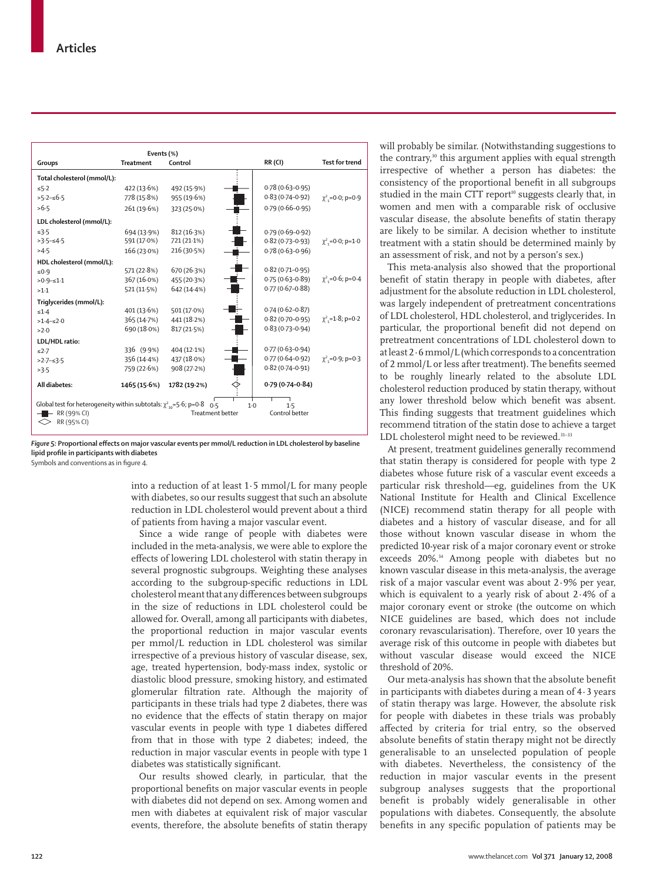| Groups | Events (%) Treatment | Control | RR (CI) | Test for trend |
|---|---|---|---|---|
| **Total cholesterol (mmol/L):** | | | | |
| ≤5·2 | 422 (13·6%) | 492 (15·9%) | 0·78 (0·63–0·95) | |
| >5·2–≤6·5 | 778 (15·8%) | 955 (19·6%) | 0·83 (0·74–0·92) | $\chi^2_1$=0·0; p=0·9 |
| >6·5 | 261 (19·6%) | 323 (25·0%) | 0·79 (0·66–0·95) | |
| **LDL cholesterol (mmol/L):** | | | | |
| ≤3·5 | 694 (13·9%) | 812 (16·3%) | 0·79 (0·69–0·92) | |
| >3·5–≤4·5 | 591 (17·0%) | 721 (21·1%) | 0·82 (0·73–0·93) | $\chi^2_1$=0·0; p=1·0 |
| >4·5 | 166 (23·0%) | 216 (30·5%) | 0·78 (0·63–0·96) | |
| **HDL cholesterol (mmol/L):** | | | | |
| ≤0·9 | 571 (22·8%) | 670 (26·3%) | 0·82 (0·71–0·95) | |
| >0·9–≤1·1 | 367 (16·0%) | 455 (20·3%) | 0·75 (0·63–0·89) | $\chi^2_1$=0·6; p=0·4 |
| >1·1 | 521 (11·5%) | 642 (14·4%) | 0·77 (0·67–0·88) | |
| **Triglycerides (mmol/L):** | | | | |
| ≤1·4 | 401 (13·6%) | 501 (17·0%) | 0·74 (0·62–0·87) | |
| >1·4–≤2·0 | 365 (14·7%) | 441 (18·2%) | 0·82 (0·70–0·95) | $\chi^2_1$=1·8; p=0·2 |
| >2·0 | 690 (18·0%) | 817 (21·5%) | 0·83 (0·73–0·94) | |
| **LDL/HDL ratio:** | | | | |
| ≤2·7 | 336 (9·9%) | 404 (12·1%) | 0·77 (0·63–0·94) | |
| >2·7–≤3·5 | 356 (14·4%) | 437 (18·0%) | 0·77 (0·64–0·92) | $\chi^2_1$=0·9; p=0·3 |
| >3·5 | 759 (22·6%) | 908 (27·2%) | 0·82 (0·74–0·91) | |
| **All diabetes:** | **1465 (15·6%)** | **1782 (19·2%)** | **0·79 (0·74–0·84)** | |

Global test for heterogeneity within subtotals: $\chi^2_{10}$=5·6; p=0·8

RR (99% CI); RR (95% CI). Scale 0·5 – 1·0 – 1·5: Treatment better / Control better.

*Figure 5:* **Proportional effects on major vascular events per mmol/L reduction in LDL cholesterol by baseline lipid profile in participants with diabetes**
Symbols and conventions as in figure 4.

into a reduction of at least 1·5 mmol/L for many people with diabetes, so our results suggest that such an absolute reduction in LDL cholesterol would prevent about a third of patients from having a major vascular event.

Since a wide range of people with diabetes were included in the meta-analysis, we were able to explore the effects of lowering LDL cholesterol with statin therapy in several prognostic subgroups. Weighting these analyses according to the subgroup-specific reductions in LDL cholesterol meant that any differences between subgroups in the size of reductions in LDL cholesterol could be allowed for. Overall, among all participants with diabetes, the proportional reduction in major vascular events per mmol/L reduction in LDL cholesterol was similar irrespective of a previous history of vascular disease, sex, age, treated hypertension, body-mass index, systolic or diastolic blood pressure, smoking history, and estimated glomerular filtration rate. Although the majority of participants in these trials had type 2 diabetes, there was no evidence that the effects of statin therapy on major vascular events in people with type 1 diabetes differed from that in those with type 2 diabetes; indeed, the reduction in major vascular events in people with type 1 diabetes was statistically significant.

Our results showed clearly, in particular, that the proportional benefits on major vascular events in people with diabetes did not depend on sex. Among women and men with diabetes at equivalent risk of major vascular events, therefore, the absolute benefits of statin therapy will probably be similar. (Notwithstanding suggestions to the contrary,[30] this argument applies with equal strength irrespective of whether a person has diabetes: the consistency of the proportional benefit in all subgroups studied in the main CTT report[10] suggests clearly that, in women and men with a comparable risk of occlusive vascular disease, the absolute benefits of statin therapy are likely to be similar. A decision whether to institute treatment with a statin should be determined mainly by an assessment of risk, and not by a person's sex.)

This meta-analysis also showed that the proportional benefit of statin therapy in people with diabetes, after adjustment for the absolute reduction in LDL cholesterol, was largely independent of pretreatment concentrations of LDL cholesterol, HDL cholesterol, and triglycerides. In particular, the proportional benefit did not depend on pretreatment concentrations of LDL cholesterol down to at least 2·6 mmol/L (which corresponds to a concentration of 2 mmol/L or less after treatment). The benefits seemed to be roughly linearly related to the absolute LDL cholesterol reduction produced by statin therapy, without any lower threshold below which benefit was absent. This finding suggests that treatment guidelines which recommend titration of the statin dose to achieve a target LDL cholesterol might need to be reviewed.[31–33]

At present, treatment guidelines generally recommend that statin therapy is considered for people with type 2 diabetes whose future risk of a vascular event exceeds a particular risk threshold—eg, guidelines from the UK National Institute for Health and Clinical Excellence (NICE) recommend statin therapy for all people with diabetes and a history of vascular disease, and for all those without known vascular disease in whom the predicted 10-year risk of a major coronary event or stroke exceeds 20%.[34] Among people with diabetes but no known vascular disease in this meta-analysis, the average risk of a major vascular event was about 2·9% per year, which is equivalent to a yearly risk of about 2·4% of a major coronary event or stroke (the outcome on which NICE guidelines are based, which does not include coronary revascularisation). Therefore, over 10 years the average risk of this outcome in people with diabetes but without vascular disease would exceed the NICE threshold of 20%.

Our meta-analysis has shown that the absolute benefit in participants with diabetes during a mean of 4·3 years of statin therapy was large. However, the absolute risk for people with diabetes in these trials was probably affected by criteria for trial entry, so the observed absolute benefits of statin therapy might not be directly generalisable to an unselected population of people with diabetes. Nevertheless, the consistency of the reduction in major vascular events in the present subgroup analyses suggests that the proportional benefit is probably widely generalisable in other populations with diabetes. Consequently, the absolute benefits in any specific population of patients may be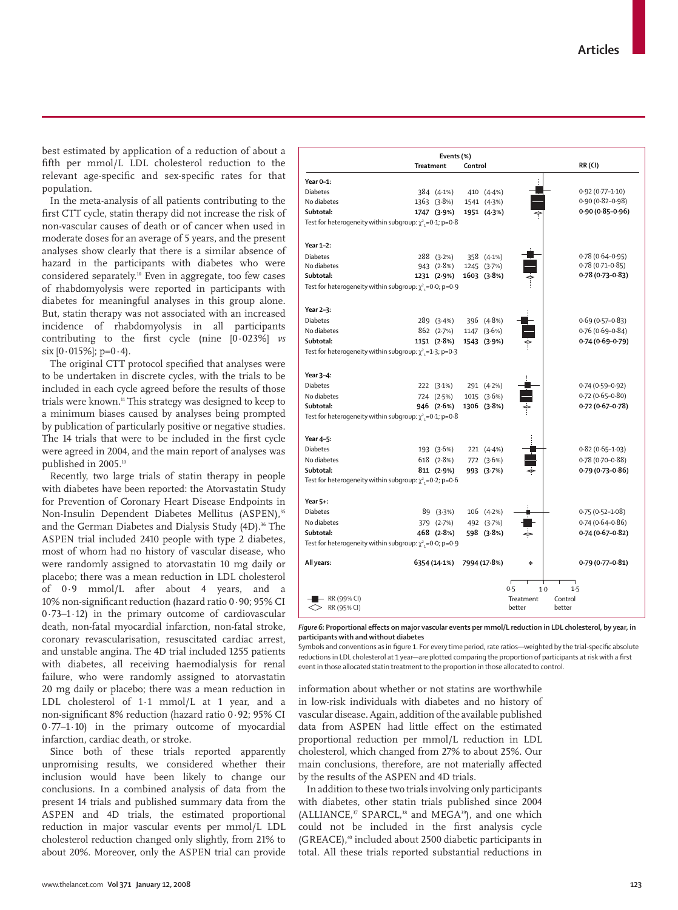best estimated by application of a reduction of about a fifth per mmol/L LDL cholesterol reduction to the relevant age-specific and sex-specific rates for that population.

In the meta-analysis of all patients contributing to the first CTT cycle, statin therapy did not increase the risk of non-vascular causes of death or of cancer when used in moderate doses for an average of 5 years, and the present analyses show clearly that there is a similar absence of hazard in the participants with diabetes who were considered separately.[10] Even in aggregate, too few cases of rhabdomyolysis were reported in participants with diabetes for meaningful analyses in this group alone. But, statin therapy was not associated with an increased incidence of rhabdomyolysis in all participants contributing to the first cycle (nine [0·023%] *vs* six [0·015%]; p=0·4).

The original CTT protocol specified that analyses were to be undertaken in discrete cycles, with the trials to be included in each cycle agreed before the results of those trials were known.[11] This strategy was designed to keep to a minimum biases caused by analyses being prompted by publication of particularly positive or negative studies. The 14 trials that were to be included in the first cycle were agreed in 2004, and the main report of analyses was published in 2005.[10]

Recently, two large trials of statin therapy in people with diabetes have been reported: the Atorvastatin Study for Prevention of Coronary Heart Disease Endpoints in Non-Insulin Dependent Diabetes Mellitus (ASPEN),[35] and the German Diabetes and Dialysis Study (4D).[36] The ASPEN trial included 2410 people with type 2 diabetes, most of whom had no history of vascular disease, who were randomly assigned to atorvastatin 10 mg daily or placebo; there was a mean reduction in LDL cholesterol of 0·9 mmol/L after about 4 years, and a 10% non-significant reduction (hazard ratio 0·90; 95% CI 0·73–1·12) in the primary outcome of cardiovascular death, non-fatal myocardial infarction, non-fatal stroke, coronary revascularisation, resuscitated cardiac arrest, and unstable angina. The 4D trial included 1255 patients with diabetes, all receiving haemodialysis for renal failure, who were randomly assigned to atorvastatin 20 mg daily or placebo; there was a mean reduction in LDL cholesterol of 1·1 mmol/L at 1 year, and a non-significant 8% reduction (hazard ratio 0·92; 95% CI 0·77–1·10) in the primary outcome of myocardial infarction, cardiac death, or stroke.

Since both of these trials reported apparently unpromising results, we considered whether their inclusion would have been likely to change our conclusions. In a combined analysis of data from the present 14 trials and published summary data from the ASPEN and 4D trials, the estimated proportional reduction in major vascular events per mmol/L LDL cholesterol reduction changed only slightly, from 21% to about 20%. Moreover, only the ASPEN trial can provide information about whether or not statins are worthwhile in low-risk individuals with diabetes and no history of vascular disease. Again, addition of the available published data from ASPEN had little effect on the estimated proportional reduction per mmol/L reduction in LDL cholesterol, which changed from 27% to about 25%. Our main conclusions, therefore, are not materially affected by the results of the ASPEN and 4D trials.

In addition to these two trials involving only participants with diabetes, other statin trials published since 2004 (ALLIANCE,[37] SPARCL,[38] and MEGA[39]), and one which could not be included in the first analysis cycle (GREACE),[40] included about 2500 diabetic participants in total. All these trials reported substantial reductions in

| | Events (%) Treatment | Control | RR (CI) |
|---|---|---|---|
| **Year 0–1:** | | | |
| Diabetes | 384 (4·1%) | 410 (4·4%) | 0·92 (0·77–1·10) |
| No diabetes | 1363 (3·8%) | 1541 (4·3%) | 0·90 (0·82–0·98) |
| **Subtotal:** | **1747 (3·9%)** | **1951 (4·3%)** | **0·90 (0·85–0·96)** |
| Test for heterogeneity within subgroup: $\chi^2_1$=0·1; p=0·8 | | | |
| **Year 1–2:** | | | |
| Diabetes | 288 (3·2%) | 358 (4·1%) | 0·78 (0·64–0·95) |
| No diabetes | 943 (2·8%) | 1245 (3·7%) | 0·78 (0·71–0·85) |
| **Subtotal:** | **1231 (2·9%)** | **1603 (3·8%)** | **0·78 (0·73–0·83)** |
| Test for heterogeneity within subgroup: $\chi^2_1$=0·0; p=0·9 | | | |
| **Year 2–3:** | | | |
| Diabetes | 289 (3·4%) | 396 (4·8%) | 0·69 (0·57–0·83) |
| No diabetes | 862 (2·7%) | 1147 (3·6%) | 0·76 (0·69–0·84) |
| **Subtotal:** | **1151 (2·8%)** | **1543 (3·9%)** | **0·74 (0·69–0·79)** |
| Test for heterogeneity within subgroup: $\chi^2_1$=1·3; p=0·3 | | | |
| **Year 3–4:** | | | |
| Diabetes | 222 (3·1%) | 291 (4·2%) | 0·74 (0·59–0·92) |
| No diabetes | 724 (2·5%) | 1015 (3·6%) | 0·72 (0·65–0·80) |
| **Subtotal:** | **946 (2·6%)** | **1306 (3·8%)** | **0·72 (0·67–0·78)** |
| Test for heterogeneity within subgroup: $\chi^2_1$=0·1; p=0·8 | | | |
| **Year 4–5:** | | | |
| Diabetes | 193 (3·6%) | 221 (4·4%) | 0·82 (0·65–1·03) |
| No diabetes | 618 (2·8%) | 772 (3·6%) | 0·78 (0·70–0·88) |
| **Subtotal:** | **811 (2·9%)** | **993 (3·7%)** | **0·79 (0·73–0·86)** |
| Test for heterogeneity within subgroup: $\chi^2_1$=0·2; p=0·6 | | | |
| **Year 5+:** | | | |
| Diabetes | 89 (3·3%) | 106 (4·2%) | 0·75 (0·52–1·08) |
| No diabetes | 379 (2·7%) | 492 (3·7%) | 0·74 (0·64–0·86) |
| **Subtotal:** | **468 (2·8%)** | **598 (3·8%)** | **0·74 (0·67–0·82)** |
| Test for heterogeneity within subgroup: $\chi^2_1$=0·0; p=0·9 | | | |
| **All years:** | **6354 (14·1%)** | **7994 (17·8%)** | **0·79 (0·77–0·81)** |

RR (99% CI); RR (95% CI). Axis: 0·5, 1·0, 1·5 — Treatment better / Control better

***Figure 6:* Proportional effects on major vascular events per mmol/L reduction in LDL cholesterol, by year, in participants with and without diabetes**

Symbols and conventions as in figure 1. For every time period, rate ratios—weighted by the trial-specific absolute reductions in LDL cholesterol at 1 year—are plotted comparing the proportion of participants at risk with a first event in those allocated statin treatment to the proportion in those allocated to control.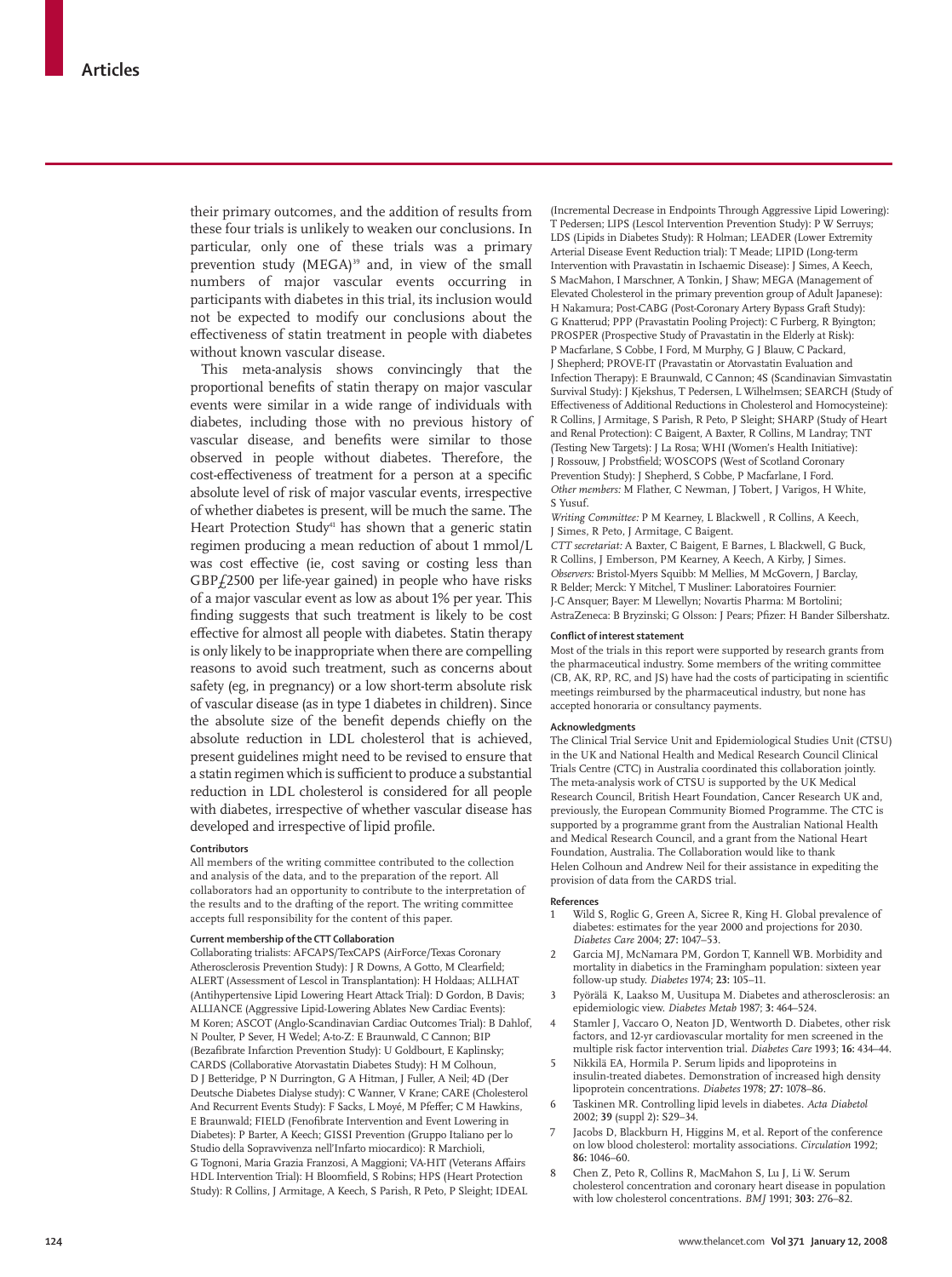their primary outcomes, and the addition of results from these four trials is unlikely to weaken our conclusions. In particular, only one of these trials was a primary prevention study (MEGA)[39] and, in view of the small numbers of major vascular events occurring in participants with diabetes in this trial, its inclusion would not be expected to modify our conclusions about the effectiveness of statin treatment in people with diabetes without known vascular disease.

This meta-analysis shows convincingly that the proportional benefits of statin therapy on major vascular events were similar in a wide range of individuals with diabetes, including those with no previous history of vascular disease, and benefits were similar to those observed in people without diabetes. Therefore, the cost-effectiveness of treatment for a person at a specific absolute level of risk of major vascular events, irrespective of whether diabetes is present, will be much the same. The Heart Protection Study[41] has shown that a generic statin regimen producing a mean reduction of about 1 mmol/L was cost effective (ie, cost saving or costing less than GBP£2500 per life-year gained) in people who have risks of a major vascular event as low as about 1% per year. This finding suggests that such treatment is likely to be cost effective for almost all people with diabetes. Statin therapy is only likely to be inappropriate when there are compelling reasons to avoid such treatment, such as concerns about safety (eg, in pregnancy) or a low short-term absolute risk of vascular disease (as in type 1 diabetes in children). Since the absolute size of the benefit depends chiefly on the absolute reduction in LDL cholesterol that is achieved, present guidelines might need to be revised to ensure that a statin regimen which is sufficient to produce a substantial reduction in LDL cholesterol is considered for all people with diabetes, irrespective of whether vascular disease has developed and irrespective of lipid profile.

#### Contributors

All members of the writing committee contributed to the collection and analysis of the data, and to the preparation of the report. All collaborators had an opportunity to contribute to the interpretation of the results and to the drafting of the report. The writing committee accepts full responsibility for the content of this paper.

#### Current membership of the CTT Collaboration

Collaborating trialists: AFCAPS/TexCAPS (AirForce/Texas Coronary Atherosclerosis Prevention Study): J R Downs, A Gotto, M Clearfield; ALERT (Assessment of Lescol in Transplantation): H Holdaas; ALLHAT (Antihypertensive Lipid Lowering Heart Attack Trial): D Gordon, B Davis; ALLIANCE (Aggressive Lipid-Lowering Ablates New Cardiac Events): M Koren; ASCOT (Anglo-Scandinavian Cardiac Outcomes Trial): B Dahlof, N Poulter, P Sever, H Wedel; A-to-Z: E Braunwald, C Cannon; BIP (Bezafibrate Infarction Prevention Study): U Goldbourt, E Kaplinsky; CARDS (Collaborative Atorvastatin Diabetes Study): H M Colhoun, D J Betteridge, P N Durrington, G A Hitman, J Fuller, A Neil; 4D (Der Deutsche Diabetes Dialyse study): C Wanner, V Krane; CARE (Cholesterol And Recurrent Events Study): F Sacks, L Moyé, M Pfeffer; C M Hawkins, E Braunwald; FIELD (Fenofibrate Intervention and Event Lowering in Diabetes): P Barter, A Keech; GISSI Prevention (Gruppo Italiano per lo Studio della Sopravvivenza nell'Infarto miocardico): R Marchioli, G Tognoni, Maria Grazia Franzosi, A Maggioni; VA-HIT (Veterans Affairs HDL Intervention Trial): H Bloomfield, S Robins; HPS (Heart Protection Study): R Collins, J Armitage, A Keech, S Parish, R Peto, P Sleight; IDEAL (Incremental Decrease in Endpoints Through Aggressive Lipid Lowering): T Pedersen; LIPS (Lescol Intervention Prevention Study): P W Serruys; LDS (Lipids in Diabetes Study): R Holman; LEADER (Lower Extremity Arterial Disease Event Reduction trial): T Meade; LIPID (Long-term Intervention with Pravastatin in Ischaemic Disease): J Simes, A Keech, S MacMahon, I Marschner, A Tonkin, J Shaw; MEGA (Management of Elevated Cholesterol in the primary prevention group of Adult Japanese): H Nakamura; Post-CABG (Post-Coronary Artery Bypass Graft Study): G Knatterud; PPP (Pravastatin Pooling Project): C Furberg, R Byington; PROSPER (Prospective Study of Pravastatin in the Elderly at Risk): P Macfarlane, S Cobbe, I Ford, M Murphy, G J Blauw, C Packard, J Shepherd; PROVE-IT (Pravastatin or Atorvastatin Evaluation and Infection Therapy): E Braunwald, C Cannon; 4S (Scandinavian Simvastatin Survival Study): J Kjekshus, T Pedersen, L Wilhelmsen; SEARCH (Study of Effectiveness of Additional Reductions in Cholesterol and Homocysteine): R Collins, J Armitage, S Parish, R Peto, P Sleight; SHARP (Study of Heart and Renal Protection): C Baigent, A Baxter, R Collins, M Landray; TNT (Testing New Targets): J La Rosa; WHI (Women's Health Initiative): J Rossouw, J Probstfield; WOSCOPS (West of Scotland Coronary Prevention Study): J Shepherd, S Cobbe, P Macfarlane, I Ford.
*Other members:* M Flather, C Newman, J Tobert, J Varigos, H White, S Yusuf.
*Writing Committee:* P M Kearney, L Blackwell , R Collins, A Keech, J Simes, R Peto, J Armitage, C Baigent.
*CTT secretariat:* A Baxter, C Baigent, E Barnes, L Blackwell, G Buck, R Collins, J Emberson, PM Kearney, A Keech, A Kirby, J Simes.
*Observers:* Bristol-Myers Squibb: M Mellies, M McGovern, J Barclay, R Belder; Merck: Y Mitchel, T Musliner: Laboratoires Fournier: J-C Ansquer; Bayer: M Llewellyn; Novartis Pharma: M Bortolini; AstraZeneca: B Bryzinski; G Olsson: J Pears; Pfizer: H Bander Silbershatz.

#### Conflict of interest statement

Most of the trials in this report were supported by research grants from the pharmaceutical industry. Some members of the writing committee (CB, AK, RP, RC, and JS) have had the costs of participating in scientific meetings reimbursed by the pharmaceutical industry, but none has accepted honoraria or consultancy payments.

#### Acknowledgments

The Clinical Trial Service Unit and Epidemiological Studies Unit (CTSU) in the UK and National Health and Medical Research Council Clinical Trials Centre (CTC) in Australia coordinated this collaboration jointly. The meta-analysis work of CTSU is supported by the UK Medical Research Council, British Heart Foundation, Cancer Research UK and, previously, the European Community Biomed Programme. The CTC is supported by a programme grant from the Australian National Health and Medical Research Council, and a grant from the National Heart Foundation, Australia. The Collaboration would like to thank Helen Colhoun and Andrew Neil for their assistance in expediting the provision of data from the CARDS trial.

#### References

1. Wild S, Roglic G, Green A, Sicree R, King H. Global prevalence of diabetes: estimates for the year 2000 and projections for 2030. *Diabetes Care* 2004; **27:** 1047–53.
2. Garcia MJ, McNamara PM, Gordon T, Kannell WB. Morbidity and mortality in diabetics in the Framingham population: sixteen year follow-up study. *Diabetes* 1974; **23:** 105–11.
3. Pyörälä K, Laakso M, Uusitupa M. Diabetes and atherosclerosis: an epidemiologic view. *Diabetes Metab* 1987; **3:** 464–524.
4. Stamler J, Vaccaro O, Neaton JD, Wentworth D. Diabetes, other risk factors, and 12-yr cardiovascular mortality for men screened in the multiple risk factor intervention trial. *Diabetes Care* 1993; **16:** 434–44.
5. Nikkilä EA, Hormila P. Serum lipids and lipoproteins in insulin-treated diabetes. Demonstration of increased high density lipoprotein concentrations. *Diabetes* 1978; **27:** 1078–86.
6. Taskinen MR. Controlling lipid levels in diabetes. *Acta Diabetol* 2002; **39** (suppl 2)**:** S29–34.
7. Jacobs D, Blackburn H, Higgins M, et al. Report of the conference on low blood cholesterol: mortality associations. *Circulation* 1992; **86:** 1046–60.
8. Chen Z, Peto R, Collins R, MacMahon S, Lu J, Li W. Serum cholesterol concentration and coronary heart disease in population with low cholesterol concentrations. *BMJ* 1991; **303:** 276–82.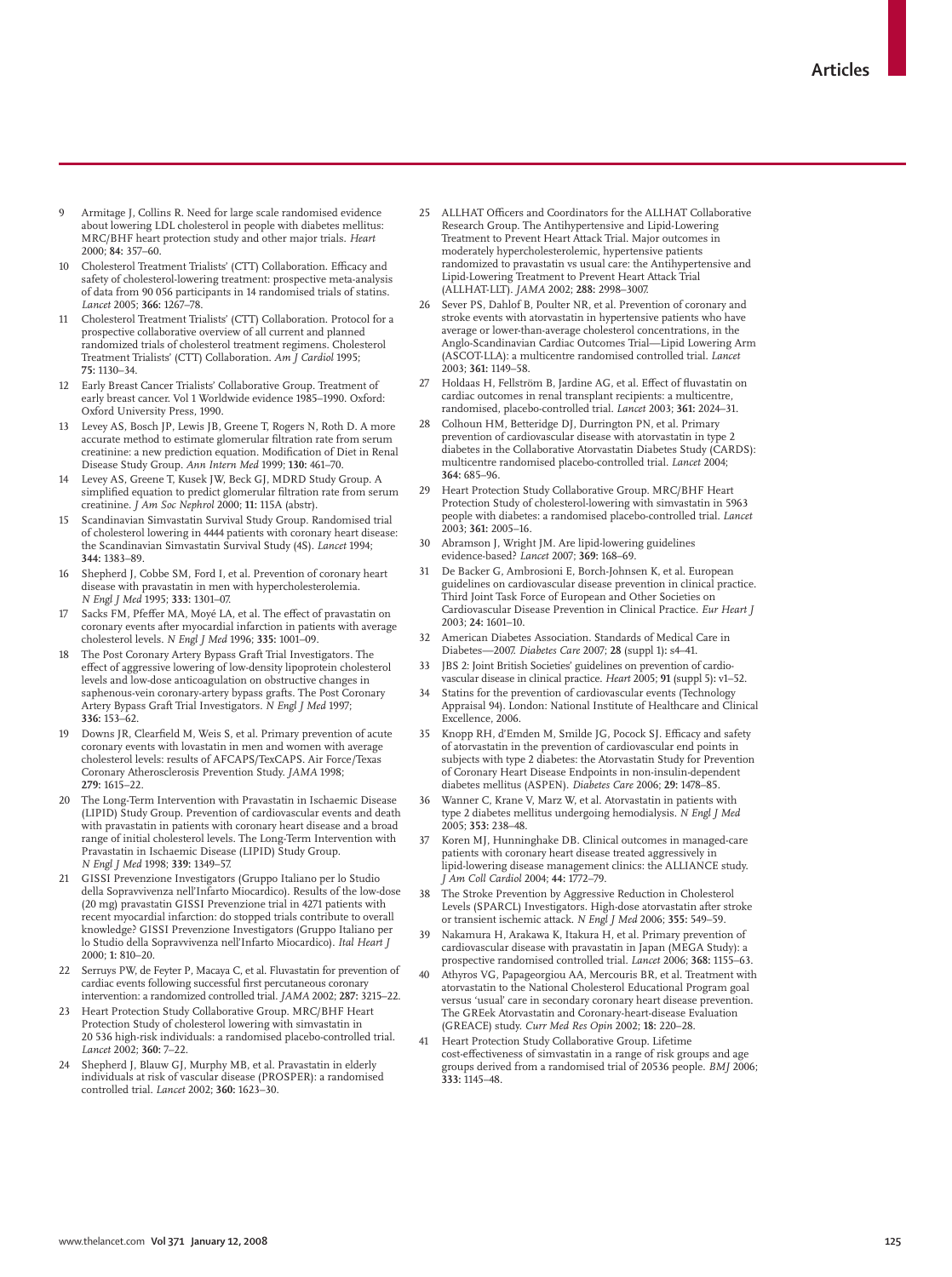9 Armitage J, Collins R. Need for large scale randomised evidence about lowering LDL cholesterol in people with diabetes mellitus: MRC/BHF heart protection study and other major trials. *Heart* 2000; **84:** 357–60.

10 Cholesterol Treatment Trialists' (CTT) Collaboration. Efficacy and safety of cholesterol-lowering treatment: prospective meta-analysis of data from 90 056 participants in 14 randomised trials of statins. *Lancet* 2005; **366:** 1267–78.

11 Cholesterol Treatment Trialists' (CTT) Collaboration. Protocol for a prospective collaborative overview of all current and planned randomized trials of cholesterol treatment regimens. Cholesterol Treatment Trialists' (CTT) Collaboration. *Am J Cardiol* 1995; **75:** 1130–34.

12 Early Breast Cancer Trialists' Collaborative Group. Treatment of early breast cancer. Vol 1 Worldwide evidence 1985–1990. Oxford: Oxford University Press, 1990.

13 Levey AS, Bosch JP, Lewis JB, Greene T, Rogers N, Roth D. A more accurate method to estimate glomerular filtration rate from serum creatinine: a new prediction equation. Modification of Diet in Renal Disease Study Group. *Ann Intern Med* 1999; **130:** 461–70.

14 Levey AS, Greene T, Kusek JW, Beck GJ, MDRD Study Group. A simplified equation to predict glomerular filtration rate from serum creatinine. *J Am Soc Nephrol* 2000; **11:** 115A (abstr).

15 Scandinavian Simvastatin Survival Study Group. Randomised trial of cholesterol lowering in 4444 patients with coronary heart disease: the Scandinavian Simvastatin Survival Study (4S). *Lancet* 1994; **344:** 1383–89.

16 Shepherd J, Cobbe SM, Ford I, et al. Prevention of coronary heart disease with pravastatin in men with hypercholesterolemia. *N Engl J Med* 1995; **333:** 1301–07.

17 Sacks FM, Pfeffer MA, Moyé LA, et al. The effect of pravastatin on coronary events after myocardial infarction in patients with average cholesterol levels. *N Engl J Med* 1996; **335:** 1001–09.

18 The Post Coronary Artery Bypass Graft Trial Investigators. The effect of aggressive lowering of low-density lipoprotein cholesterol levels and low-dose anticoagulation on obstructive changes in saphenous-vein coronary-artery bypass grafts. The Post Coronary Artery Bypass Graft Trial Investigators. *N Engl J Med* 1997; **336:** 153–62.

19 Downs JR, Clearfield M, Weis S, et al. Primary prevention of acute coronary events with lovastatin in men and women with average cholesterol levels: results of AFCAPS/TexCAPS. Air Force/Texas Coronary Atherosclerosis Prevention Study. *JAMA* 1998; **279:** 1615–22.

20 The Long-Term Intervention with Pravastatin in Ischaemic Disease (LIPID) Study Group. Prevention of cardiovascular events and death with pravastatin in patients with coronary heart disease and a broad range of initial cholesterol levels. The Long-Term Intervention with Pravastatin in Ischaemic Disease (LIPID) Study Group. *N Engl J Med* 1998; **339:** 1349–57.

21 GISSI Prevenzione Investigators (Gruppo Italiano per lo Studio della Sopravvivenza nell'Infarto Miocardico). Results of the low-dose (20 mg) pravastatin GISSI Prevenzione trial in 4271 patients with recent myocardial infarction: do stopped trials contribute to overall knowledge? GISSI Prevenzione Investigators (Gruppo Italiano per lo Studio della Sopravvivenza nell'Infarto Miocardico). *Ital Heart J* 2000; **1:** 810–20.

22 Serruys PW, de Feyter P, Macaya C, et al. Fluvastatin for prevention of cardiac events following successful first percutaneous coronary intervention: a randomized controlled trial. *JAMA* 2002; **287:** 3215–22.

23 Heart Protection Study Collaborative Group. MRC/BHF Heart Protection Study of cholesterol lowering with simvastatin in 20 536 high-risk individuals: a randomised placebo-controlled trial. *Lancet* 2002; **360:** 7–22.

24 Shepherd J, Blauw GJ, Murphy MB, et al. Pravastatin in elderly individuals at risk of vascular disease (PROSPER): a randomised controlled trial. *Lancet* 2002; **360:** 1623–30.

25 ALLHAT Officers and Coordinators for the ALLHAT Collaborative Research Group. The Antihypertensive and Lipid-Lowering Treatment to Prevent Heart Attack Trial. Major outcomes in moderately hypercholesterolemic, hypertensive patients randomized to pravastatin vs usual care: the Antihypertensive and Lipid-Lowering Treatment to Prevent Heart Attack Trial (ALLHAT-LLT). *JAMA* 2002; **288:** 2998–3007.

26 Sever PS, Dahlof B, Poulter NR, et al. Prevention of coronary and stroke events with atorvastatin in hypertensive patients who have average or lower-than-average cholesterol concentrations, in the Anglo-Scandinavian Cardiac Outcomes Trial—Lipid Lowering Arm (ASCOT-LLA): a multicentre randomised controlled trial. *Lancet* 2003; **361:** 1149–58.

27 Holdaas H, Fellström B, Jardine AG, et al. Effect of fluvastatin on cardiac outcomes in renal transplant recipients: a multicentre, randomised, placebo-controlled trial. *Lancet* 2003; **361:** 2024–31.

28 Colhoun HM, Betteridge DJ, Durrington PN, et al. Primary prevention of cardiovascular disease with atorvastatin in type 2 diabetes in the Collaborative Atorvastatin Diabetes Study (CARDS): multicentre randomised placebo-controlled trial. *Lancet* 2004; **364:** 685–96.

29 Heart Protection Study Collaborative Group. MRC/BHF Heart Protection Study of cholesterol-lowering with simvastatin in 5963 people with diabetes: a randomised placebo-controlled trial. *Lancet* 2003; **361:** 2005–16.

30 Abramson J, Wright JM. Are lipid-lowering guidelines evidence-based? *Lancet* 2007; **369:** 168–69.

31 De Backer G, Ambrosioni E, Borch-Johnsen K, et al. European guidelines on cardiovascular disease prevention in clinical practice. Third Joint Task Force of European and Other Societies on Cardiovascular Disease Prevention in Clinical Practice. *Eur Heart J* 2003; **24:** 1601–10.

32 American Diabetes Association. Standards of Medical Care in Diabetes—2007. *Diabetes Care* 2007; **28** (suppl 1): s4–41.

33 JBS 2: Joint British Societies' guidelines on prevention of cardiovascular disease in clinical practice. *Heart* 2005; **91** (suppl 5): v1–52.

34 Statins for the prevention of cardiovascular events (Technology Appraisal 94). London: National Institute of Healthcare and Clinical Excellence, 2006.

35 Knopp RH, d'Emden M, Smilde JG, Pocock SJ. Efficacy and safety of atorvastatin in the prevention of cardiovascular end points in subjects with type 2 diabetes: the Atorvastatin Study for Prevention of Coronary Heart Disease Endpoints in non-insulin-dependent diabetes mellitus (ASPEN). *Diabetes Care* 2006; **29:** 1478–85.

36 Wanner C, Krane V, Marz W, et al. Atorvastatin in patients with type 2 diabetes mellitus undergoing hemodialysis. *N Engl J Med* 2005; **353:** 238–48.

37 Koren MJ, Hunninghake DB. Clinical outcomes in managed-care patients with coronary heart disease treated aggressively in lipid-lowering disease management clinics: the ALLIANCE study. *J Am Coll Cardiol* 2004; **44:** 1772–79.

38 The Stroke Prevention by Aggressive Reduction in Cholesterol Levels (SPARCL) Investigators. High-dose atorvastatin after stroke or transient ischemic attack. *N Engl J Med* 2006; **355:** 549–59.

39 Nakamura H, Arakawa K, Itakura H, et al. Primary prevention of cardiovascular disease with pravastatin in Japan (MEGA Study): a prospective randomised controlled trial. *Lancet* 2006; **368:** 1155–63.

40 Athyros VG, Papageorgiou AA, Mercouris BR, et al. Treatment with atorvastatin to the National Cholesterol Educational Program goal versus 'usual' care in secondary coronary heart disease prevention. The GREek Atorvastatin and Coronary-heart-disease Evaluation (GREACE) study. *Curr Med Res Opin* 2002; **18:** 220–28.

41 Heart Protection Study Collaborative Group. Lifetime cost-effectiveness of simvastatin in a range of risk groups and age groups derived from a randomised trial of 20536 people. *BMJ* 2006; **333:** 1145–48.